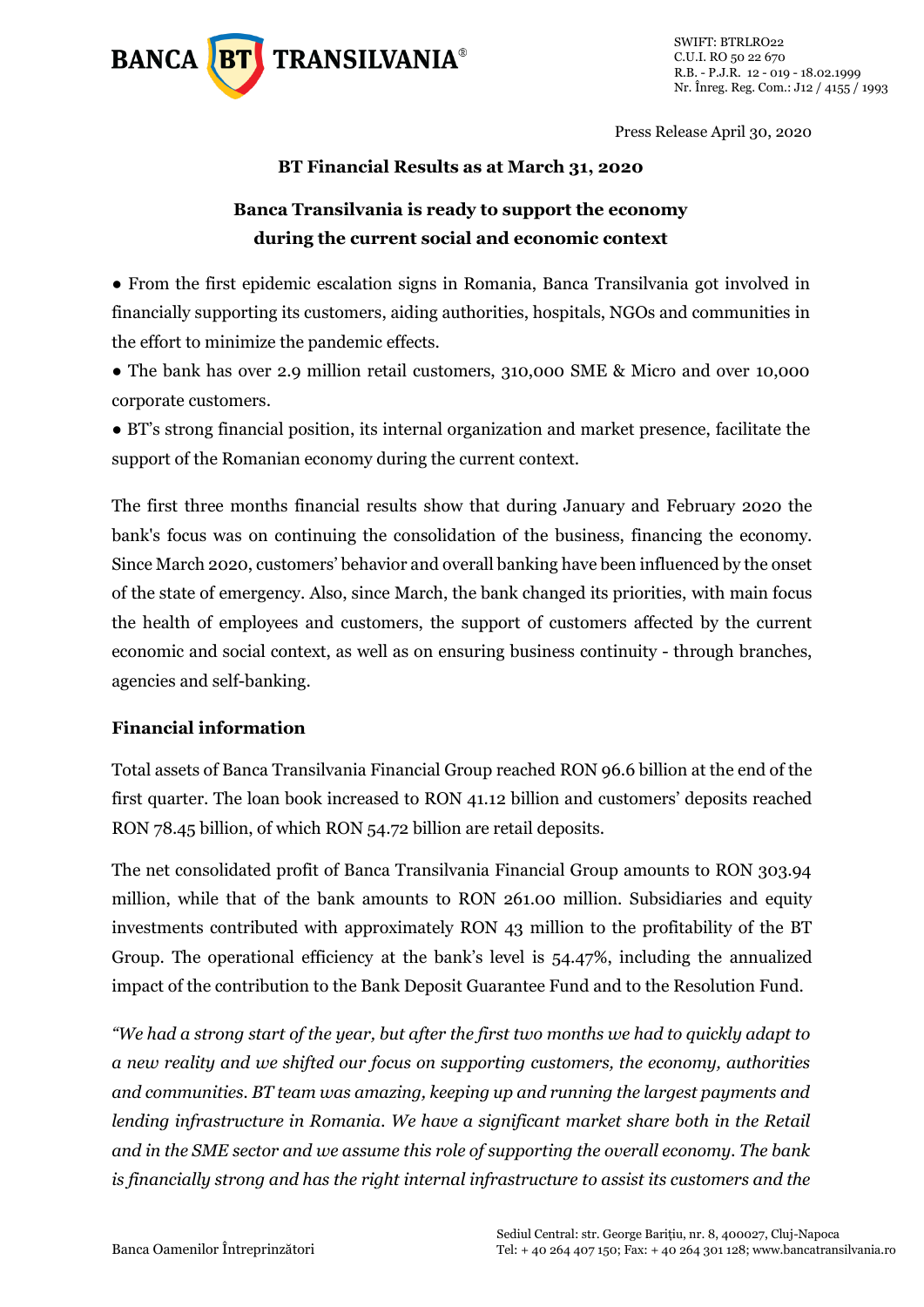Press Release April 30, 2020

**BT Financial Results as at March 31, 2020**

**Banca Transilvania is ready to support the economy during the current social and economic context**

- From the first epidemic escalation signs in Romania, Banca Transilvania got involved in financially supporting its customers, aiding authorities, hospitals, NGOs and communities in the effort to minimize the pandemic effects.
- The bank has over 2.9 million retail customers, 310,000 SME & Micro and over 10,000 corporate customers.
- BT's strong financial position, its internal organization and market presence, facilitate the support of the Romanian economy during the current context.

The first three months financial results show that during January and February 2020 the bank's focus was on continuing the consolidation of the business, financing the economy. Since March 2020, customers' behavior and overall banking have been influenced by the onset of the state of emergency. Also, since March, the bank changed its priorities, with main focus the health of employees and customers, the support of customers affected by the current economic and social context, as well as on ensuring business continuity - through branches, agencies and self-banking.

## Financial information

Total assets of Banca Transilvania Financial Group reached RON 96.6 billion at the end of the first quarter. The loan book increased to RON 41.12 billion and customers' deposits reached RON 78.45 billion, of which RON 54.72 billion are retail deposits.

The net consolidated profit of Banca Transilvania Financial Group amounts to RON 303.94 million, while that of the bank amounts to RON 261.00 million. Subsidiaries and equity investments contributed with approximately RON 43 million to the profitability of the BT Group. The operational efficiency at the bank's level is 54.47%, including the annualized impact of the contribution to the Bank Deposit Guarantee Fund and to the Resolution Fund.

*"We had a strong start of the year, but after the first two months we had to quickly adapt to a new reality and we shifted our focus on supporting customers, the economy, authorities and communities. BT team was amazing, keeping up and running the largest payments and lending infrastructure in Romania. We have a significant market share both in the Retail and in the SME sector and we assume this role of supporting the overall economy. The bank is financially strong and has the right internal infrastructure to assist its customers and the*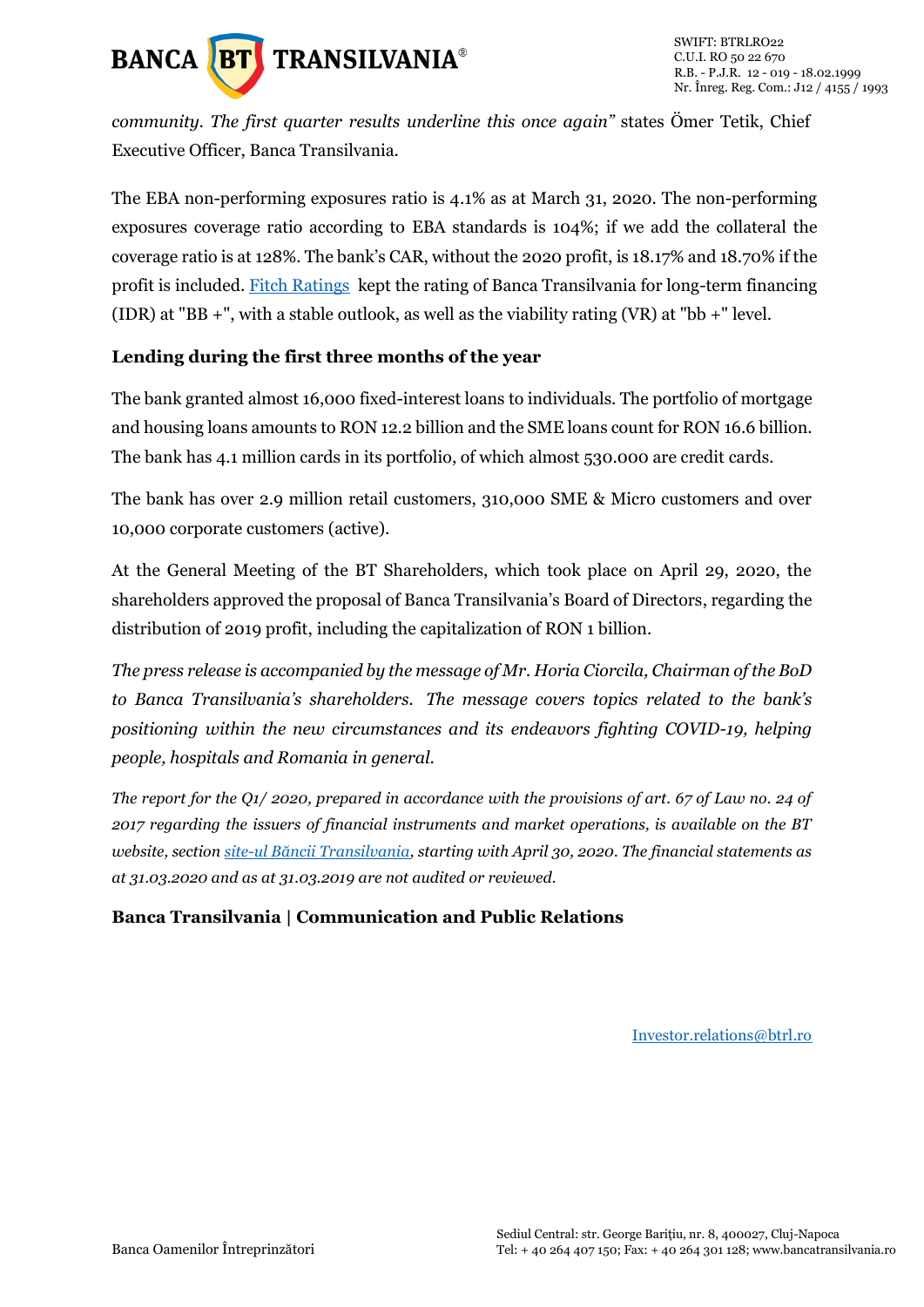*community. The first quarter results underline this once again"* states Ömer Tetik, Chief Executive Officer, Banca Transilvania.

The EBA non-performing exposures ratio is 4.1% as at March 31, 2020. The non-performing exposures coverage ratio according to EBA standards is 104%; if we add the collateral the coverage ratio is at 128%. The bank's CAR, without the 2020 profit, is 18.17% and 18.70% if the profit is included. Fitch Ratings kept the rating of Banca Transilvania for long-term financing (IDR) at "BB +", with a stable outlook, as well as the viability rating (VR) at "bb +" level.

### Lending during the first three months of the year

The bank granted almost 16,000 fixed-interest loans to individuals. The portfolio of mortgage and housing loans amounts to RON 12.2 billion and the SME loans count for RON 16.6 billion. The bank has 4.1 million cards in its portfolio, of which almost 530.000 are credit cards.

The bank has over 2.9 million retail customers, 310,000 SME & Micro customers and over 10,000 corporate customers (active).

At the General Meeting of the BT Shareholders, which took place on April 29, 2020, the shareholders approved the proposal of Banca Transilvania's Board of Directors, regarding the distribution of 2019 profit, including the capitalization of RON 1 billion.

*The press release is accompanied by the message of Mr. Horia Ciorcila, Chairman of the BoD to Banca Transilvania's shareholders. The message covers topics related to the bank's positioning within the new circumstances and its endeavors fighting COVID-19, helping people, hospitals and Romania in general.*

*The report for the Q1/ 2020, prepared in accordance with the provisions of art. 67 of Law no. 24 of 2017 regarding the issuers of financial instruments and market operations, is available on the BT website, section site-ul Băncii Transilvania, starting with April 30, 2020. The financial statements as at 31.03.2020 and as at 31.03.2019 are not audited or reviewed.*

**Banca Transilvania | Communication and Public Relations**

Investor.relations@btrl.ro